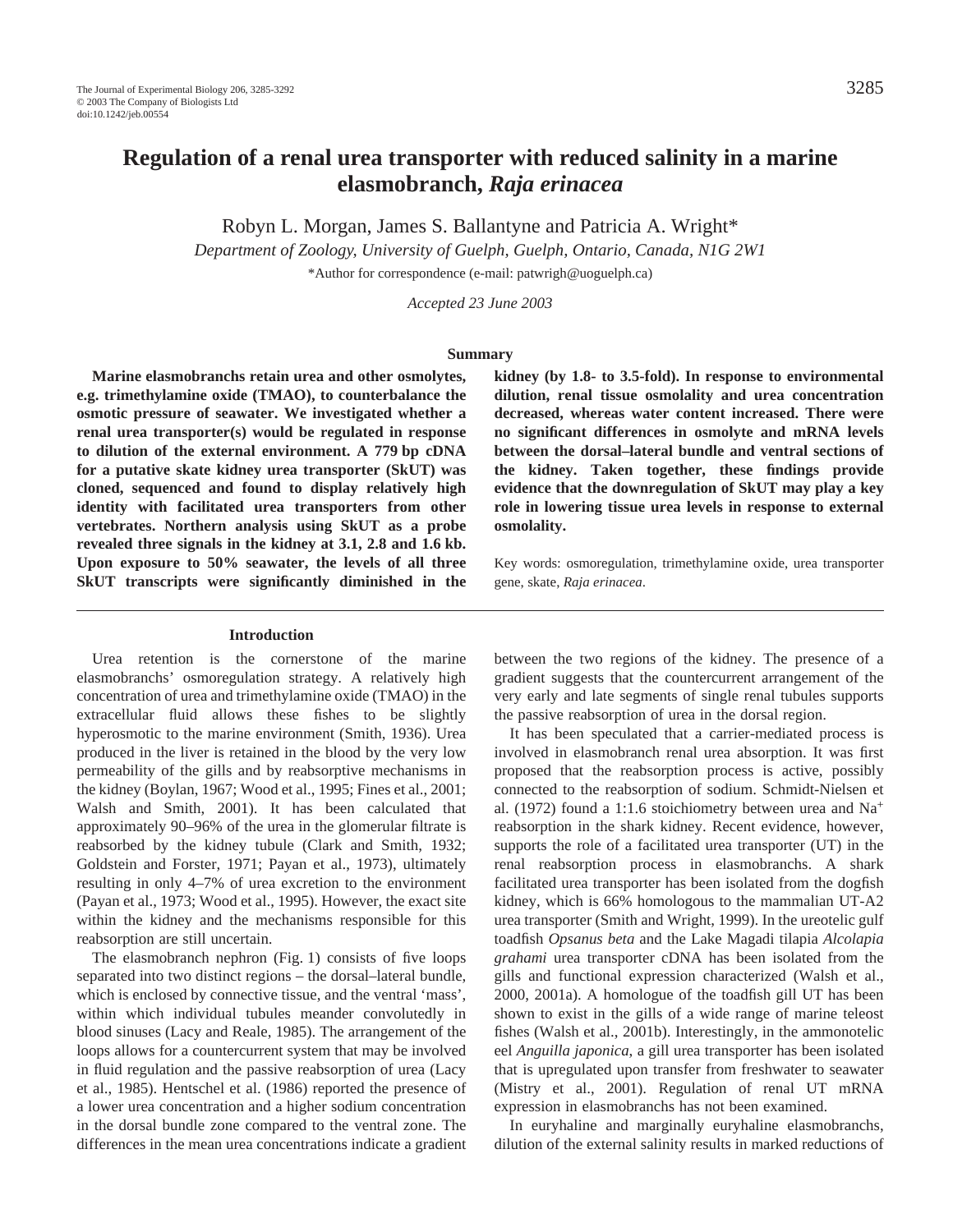# Regulation of a renal urea transporter with reduced salinity in a marine elasmobranch, *Raja erinacea*

Robyn L. Morgan, James S. Ballantyne and Patricia A. Wright*

*Department of Zoology, University of Guelph, Guelph, Ontario, Canada, N1G 2W1*

*Author for correspondence (e-mail: patwrigh@uoguelph.ca)

*Accepted 23 June 2003*

## Summary

**Marine elasmobranchs retain urea and other osmolytes, e.g. trimethylamine oxide (TMAO), to counterbalance the osmotic pressure of seawater. We investigated whether a renal urea transporter(s) would be regulated in response to dilution of the external environment. A 779 bp cDNA for a putative skate kidney urea transporter (SkUT) was cloned, sequenced and found to display relatively high identity with facilitated urea transporters from other vertebrates. Northern analysis using SkUT as a probe revealed three signals in the kidney at 3.1, 2.8 and 1.6 kb. Upon exposure to 50% seawater, the levels of all three SkUT transcripts were significantly diminished in the kidney (by 1.8- to 3.5-fold). In response to environmental dilution, renal tissue osmolality and urea concentration decreased, whereas water content increased. There were no significant differences in osmolyte and mRNA levels between the dorsal–lateral bundle and ventral sections of the kidney. Taken together, these findings provide evidence that the downregulation of SkUT may play a key role in lowering tissue urea levels in response to external osmolality.**

Key words: osmoregulation, trimethylamine oxide, urea transporter gene, skate, *Raja erinacea*.

## Introduction

Urea retention is the cornerstone of the marine elasmobranchs' osmoregulation strategy. A relatively high concentration of urea and trimethylamine oxide (TMAO) in the extracellular fluid allows these fishes to be slightly hyperosmotic to the marine environment (Smith, 1936). Urea produced in the liver is retained in the blood by the very low permeability of the gills and by reabsorptive mechanisms in the kidney (Boylan, 1967; Wood et al., 1995; Fines et al., 2001; Walsh and Smith, 2001). It has been calculated that approximately 90–96% of the urea in the glomerular filtrate is reabsorbed by the kidney tubule (Clark and Smith, 1932; Goldstein and Forster, 1971; Payan et al., 1973), ultimately resulting in only 4–7% of urea excretion to the environment (Payan et al., 1973; Wood et al., 1995). However, the exact site within the kidney and the mechanisms responsible for this reabsorption are still uncertain.

The elasmobranch nephron (Fig. 1) consists of five loops separated into two distinct regions – the dorsal–lateral bundle, which is enclosed by connective tissue, and the ventral 'mass', within which individual tubules meander convolutedly in blood sinuses (Lacy and Reale, 1985). The arrangement of the loops allows for a countercurrent system that may be involved in fluid regulation and the passive reabsorption of urea (Lacy et al., 1985). Hentschel et al. (1986) reported the presence of a lower urea concentration and a higher sodium concentration in the dorsal bundle zone compared to the ventral zone. The differences in the mean urea concentrations indicate a gradient between the two regions of the kidney. The presence of a gradient suggests that the countercurrent arrangement of the very early and late segments of single renal tubules supports the passive reabsorption of urea in the dorsal region.

It has been speculated that a carrier-mediated process is involved in elasmobranch renal urea absorption. It was first proposed that the reabsorption process is active, possibly connected to the reabsorption of sodium. Schmidt-Nielsen et al. (1972) found a 1:1.6 stoichiometry between urea and $Na^+$ reabsorption in the shark kidney. Recent evidence, however, supports the role of a facilitated urea transporter (UT) in the renal reabsorption process in elasmobranchs. A shark facilitated urea transporter has been isolated from the dogfish kidney, which is 66% homologous to the mammalian UT-A2 urea transporter (Smith and Wright, 1999). In the ureotelic gulf toadfish *Opsanus beta* and the Lake Magadi tilapia *Alcolapia grahami* urea transporter cDNA has been isolated from the gills and functional expression characterized (Walsh et al., 2000, 2001a). A homologue of the toadfish gill UT has been shown to exist in the gills of a wide range of marine teleost fishes (Walsh et al., 2001b). Interestingly, in the ammonotelic eel *Anguilla japonica*, a gill urea transporter has been isolated that is upregulated upon transfer from freshwater to seawater (Mistry et al., 2001). Regulation of renal UT mRNA expression in elasmobranchs has not been examined.

In euryhaline and marginally euryhaline elasmobranchs, dilution of the external salinity results in marked reductions of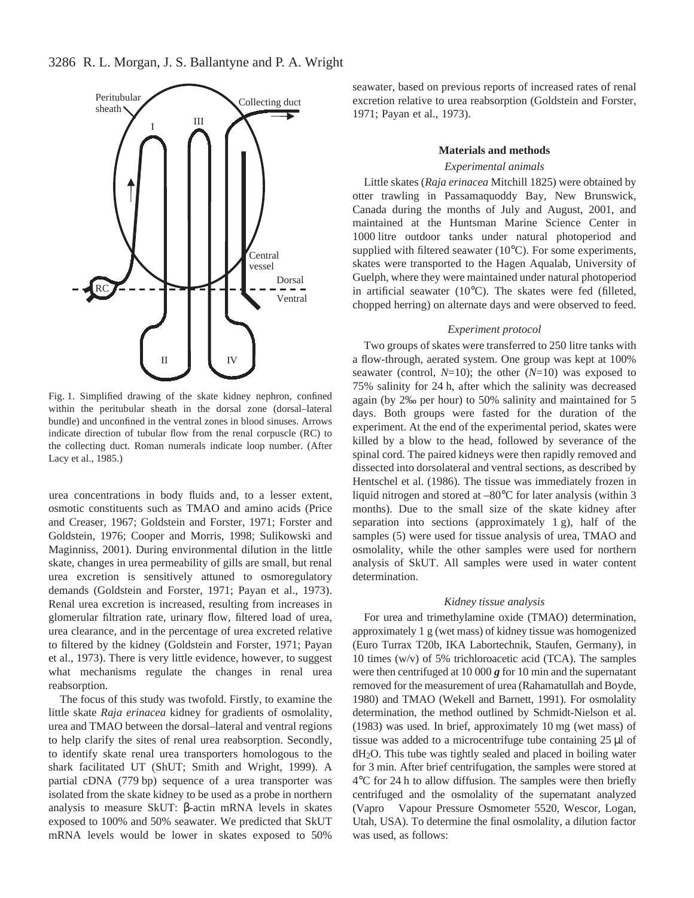Peritubular sheath

Collecting duct

I

III

RC

Central vessel

Dorsal

Ventral

II

IV

Fig. 1. Simplified drawing of the skate kidney nephron, confined within the peritubular sheath in the dorsal zone (dorsal–lateral bundle) and unconfined in the ventral zones in blood sinuses. Arrows indicate direction of tubular flow from the renal corpuscle (RC) to the collecting duct. Roman numerals indicate loop number. (After Lacy et al., 1985.)

urea concentrations in body fluids and, to a lesser extent, osmotic constituents such as TMAO and amino acids (Price and Creaser, 1967; Goldstein and Forster, 1971; Forster and Goldstein, 1976; Cooper and Morris, 1998; Sulikowski and Maginniss, 2001). During environmental dilution in the little skate, changes in urea permeability of gills are small, but renal urea excretion is sensitively attuned to osmoregulatory demands (Goldstein and Forster, 1971; Payan et al., 1973). Renal urea excretion is increased, resulting from increases in glomerular filtration rate, urinary flow, filtered load of urea, urea clearance, and in the percentage of urea excreted relative to filtered by the kidney (Goldstein and Forster, 1971; Payan et al., 1973). There is very little evidence, however, to suggest what mechanisms regulate the changes in renal urea reabsorption.

The focus of this study was twofold. Firstly, to examine the little skate *Raja erinacea* kidney for gradients of osmolality, urea and TMAO between the dorsal–lateral and ventral regions to help clarify the sites of renal urea reabsorption. Secondly, to identify skate renal urea transporters homologous to the shark facilitated UT (ShUT; Smith and Wright, 1999). A partial cDNA (779 bp) sequence of a urea transporter was isolated from the skate kidney to be used as a probe in northern analysis to measure SkUT: β-actin mRNA levels in skates exposed to 100% and 50% seawater. We predicted that SkUT mRNA levels would be lower in skates exposed to 50% seawater, based on previous reports of increased rates of renal excretion relative to urea reabsorption (Goldstein and Forster, 1971; Payan et al., 1973).

## Materials and methods

### Experimental animals

Little skates (*Raja erinacea* Mitchill 1825) were obtained by otter trawling in Passamaquoddy Bay, New Brunswick, Canada during the months of July and August, 2001, and maintained at the Huntsman Marine Science Center in 1000 litre outdoor tanks under natural photoperiod and supplied with filtered seawater (10°C). For some experiments, skates were transported to the Hagen Aqualab, University of Guelph, where they were maintained under natural photoperiod in artificial seawater (10°C). The skates were fed (filleted, chopped herring) on alternate days and were observed to feed.

### Experiment protocol

Two groups of skates were transferred to 250 litre tanks with a flow-through, aerated system. One group was kept at 100% seawater (control, $N$=10); the other ($N$=10) was exposed to 75% salinity for 24 h, after which the salinity was decreased again (by 2‰ per hour) to 50% salinity and maintained for 5 days. Both groups were fasted for the duration of the experiment. At the end of the experimental period, skates were killed by a blow to the head, followed by severance of the spinal cord. The paired kidneys were then rapidly removed and dissected into dorsolateral and ventral sections, as described by Hentschel et al. (1986). The tissue was immediately frozen in liquid nitrogen and stored at –80°C for later analysis (within 3 months). Due to the small size of the skate kidney after separation into sections (approximately 1 g), half of the samples (5) were used for tissue analysis of urea, TMAO and osmolality, while the other samples were used for northern analysis of SkUT. All samples were used in water content determination.

### Kidney tissue analysis

For urea and trimethylamine oxide (TMAO) determination, approximately 1 g (wet mass) of kidney tissue was homogenized (Euro Turrax T20b, IKA Labortechnik, Staufen, Germany), in 10 times (w/v) of 5% trichloroacetic acid (TCA). The samples were then centrifuged at 10 000 ***g*** for 10 min and the supernatant removed for the measurement of urea (Rahamatullah and Boyde, 1980) and TMAO (Wekell and Barnett, 1991). For osmolality determination, the method outlined by Schmidt-Nielson et al. (1983) was used. In brief, approximately 10 mg (wet mass) of tissue was added to a microcentrifuge tube containing 25 μl of $dH_2O$. This tube was tightly sealed and placed in boiling water for 3 min. After brief centrifugation, the samples were stored at 4°C for 24 h to allow diffusion. The samples were then briefly centrifuged and the osmolality of the supernatant analyzed (Vapro Vapour Pressure Osmometer 5520, Wescor, Logan, Utah, USA). To determine the final osmolality, a dilution factor was used, as follows: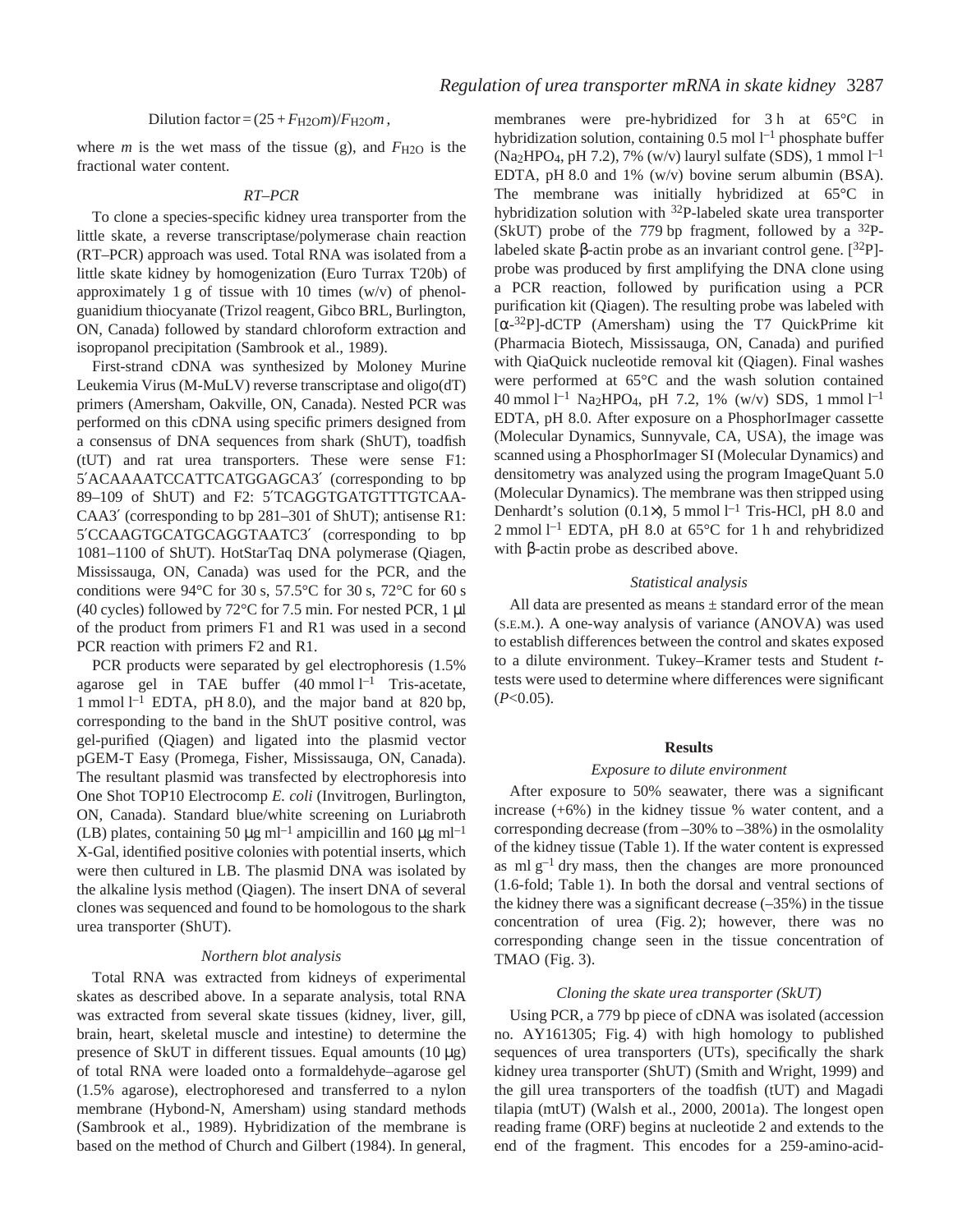$$\text{Dilution factor} = (25 + F_{H2O}m)/F_{H2O}m\,,$$

where $m$ is the wet mass of the tissue (g), and $F_{H2O}$ is the fractional water content.

### *RT–PCR*

To clone a species-specific kidney urea transporter from the little skate, a reverse transcriptase/polymerase chain reaction (RT–PCR) approach was used. Total RNA was isolated from a little skate kidney by homogenization (Euro Turrax T20b) of approximately 1 g of tissue with 10 times (w/v) of phenol-guanidium thiocyanate (Trizol reagent, Gibco BRL, Burlington, ON, Canada) followed by standard chloroform extraction and isopropanol precipitation (Sambrook et al., 1989).

First-strand cDNA was synthesized by Moloney Murine Leukemia Virus (M-MuLV) reverse transcriptase and oligo(dT) primers (Amersham, Oakville, ON, Canada). Nested PCR was performed on this cDNA using specific primers designed from a consensus of DNA sequences from shark (ShUT), toadfish (tUT) and rat urea transporters. These were sense F1: 5′ACAAAATCCATTCATGGAGCA3′ (corresponding to bp 89–109 of ShUT) and F2: 5′TCAGGTGATGTTTGTCAA-CAA3′ (corresponding to bp 281–301 of ShUT); antisense R1: 5′CCAAGTGCATGCAGGTAATC3′ (corresponding to bp 1081–1100 of ShUT). HotStarTaq DNA polymerase (Qiagen, Mississauga, ON, Canada) was used for the PCR, and the conditions were 94°C for 30 s, 57.5°C for 30 s, 72°C for 60 s (40 cycles) followed by 72°C for 7.5 min. For nested PCR, 1 µl of the product from primers F1 and R1 was used in a second PCR reaction with primers F2 and R1.

PCR products were separated by gel electrophoresis (1.5% agarose gel in TAE buffer (40 mmol $l^{-1}$ Tris-acetate, 1 mmol $l^{-1}$ EDTA, pH 8.0), and the major band at 820 bp, corresponding to the band in the ShUT positive control, was gel-purified (Qiagen) and ligated into the plasmid vector pGEM-T Easy (Promega, Fisher, Mississauga, ON, Canada). The resultant plasmid was transfected by electrophoresis into One Shot TOP10 Electrocomp *E. coli* (Invitrogen, Burlington, ON, Canada). Standard blue/white screening on Luriabroth (LB) plates, containing 50 µg $ml^{-1}$ ampicillin and 160 µg $ml^{-1}$ X-Gal, identified positive colonies with potential inserts, which were then cultured in LB. The plasmid DNA was isolated by the alkaline lysis method (Qiagen). The insert DNA of several clones was sequenced and found to be homologous to the shark urea transporter (ShUT).

### *Northern blot analysis*

Total RNA was extracted from kidneys of experimental skates as described above. In a separate analysis, total RNA was extracted from several skate tissues (kidney, liver, gill, brain, heart, skeletal muscle and intestine) to determine the presence of SkUT in different tissues. Equal amounts (10 µg) of total RNA were loaded onto a formaldehyde–agarose gel (1.5% agarose), electrophoresed and transferred to a nylon membrane (Hybond-N, Amersham) using standard methods (Sambrook et al., 1989). Hybridization of the membrane is based on the method of Church and Gilbert (1984). In general, membranes were pre-hybridized for 3 h at 65°C in hybridization solution, containing 0.5 mol $l^{-1}$ phosphate buffer ($Na_2HPO_4$, pH 7.2), 7% (w/v) lauryl sulfate (SDS), 1 mmol $l^{-1}$ EDTA, pH 8.0 and 1% (w/v) bovine serum albumin (BSA). The membrane was initially hybridized at 65°C in hybridization solution with $^{32}$P-labeled skate urea transporter (SkUT) probe of the 779 bp fragment, followed by a $^{32}$P-labeled skate β-actin probe as an invariant control gene. [$^{32}$P]-probe was produced by first amplifying the DNA clone using a PCR reaction, followed by purification using a PCR purification kit (Qiagen). The resulting probe was labeled with [α-$^{32}$P]-dCTP (Amersham) using the T7 QuickPrime kit (Pharmacia Biotech, Mississauga, ON, Canada) and purified with QiaQuick nucleotide removal kit (Qiagen). Final washes were performed at 65°C and the wash solution contained 40 mmol $l^{-1}$ $Na_2HPO_4$, pH 7.2, 1% (w/v) SDS, 1 mmol $l^{-1}$ EDTA, pH 8.0. After exposure on a PhosphorImager cassette (Molecular Dynamics, Sunnyvale, CA, USA), the image was scanned using a PhosphorImager SI (Molecular Dynamics) and densitometry was analyzed using the program ImageQuant 5.0 (Molecular Dynamics). The membrane was then stripped using Denhardt's solution (0.1×), 5 mmol $l^{-1}$ Tris-HCl, pH 8.0 and 2 mmol $l^{-1}$ EDTA, pH 8.0 at 65°C for 1 h and rehybridized with β-actin probe as described above.

### *Statistical analysis*

All data are presented as means ± standard error of the mean (S.E.M.). A one-way analysis of variance (ANOVA) was used to establish differences between the control and skates exposed to a dilute environment. Tukey–Kramer tests and Student *t*-tests were used to determine where differences were significant ($P<0.05$).

## Results

### *Exposure to dilute environment*

After exposure to 50% seawater, there was a significant increase (+6%) in the kidney tissue % water content, and a corresponding decrease (from –30% to –38%) in the osmolality of the kidney tissue (Table 1). If the water content is expressed as ml $g^{-1}$ dry mass, then the changes are more pronounced (1.6-fold; Table 1). In both the dorsal and ventral sections of the kidney there was a significant decrease (–35%) in the tissue concentration of urea (Fig. 2); however, there was no corresponding change seen in the tissue concentration of TMAO (Fig. 3).

### *Cloning the skate urea transporter (SkUT)*

Using PCR, a 779 bp piece of cDNA was isolated (accession no. AY161305; Fig. 4) with high homology to published sequences of urea transporters (UTs), specifically the shark kidney urea transporter (ShUT) (Smith and Wright, 1999) and the gill urea transporters of the toadfish (tUT) and Magadi tilapia (mtUT) (Walsh et al., 2000, 2001a). The longest open reading frame (ORF) begins at nucleotide 2 and extends to the end of the fragment. This encodes for a 259-amino-acid-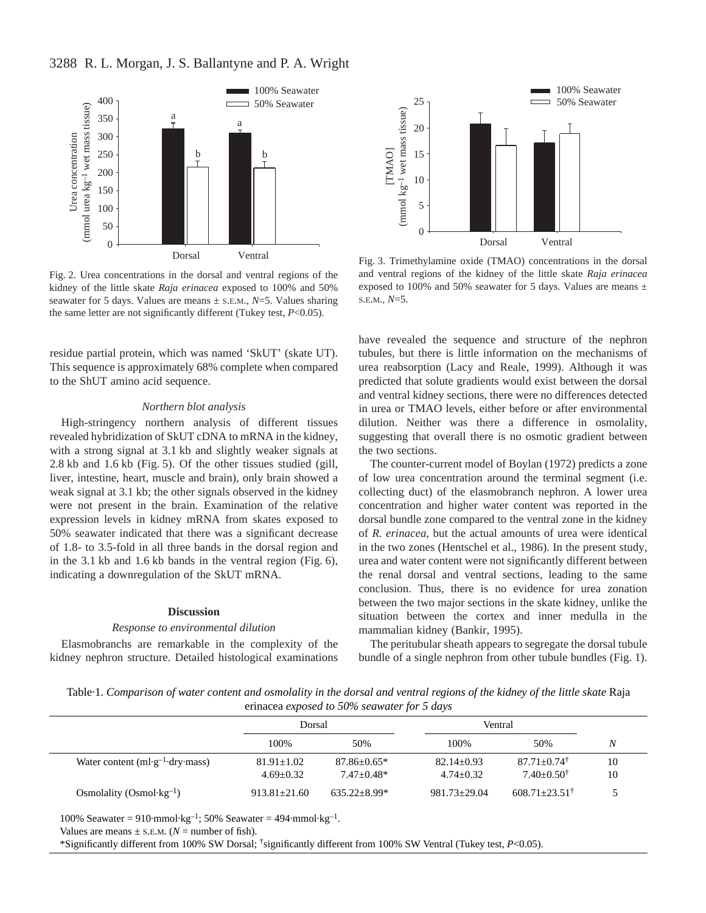100% Seawater
50% Seawater

Urea concentration (mmol urea kg–1 wet mass tissue)

400
350
300
250
200
150
100
50
0

a
b
a
b

Dorsal
Ventral

Fig. 2. Urea concentrations in the dorsal and ventral regions of the kidney of the little skate *Raja erinacea* exposed to 100% and 50% seawater for 5 days. Values are means ± S.E.M., *N*=5. Values sharing the same letter are not significantly different (Tukey test, $P<0.05$).

100% Seawater
50% Seawater

[TMAO] (mmol kg–1 wet mass tissue)

25
20
15
10
5
0

Dorsal
Ventral

Fig. 3. Trimethylamine oxide (TMAO) concentrations in the dorsal and ventral regions of the kidney of the little skate *Raja erinacea* exposed to 100% and 50% seawater for 5 days. Values are means ± S.E.M., *N*=5.

residue partial protein, which was named 'SkUT' (skate UT). This sequence is approximately 68% complete when compared to the ShUT amino acid sequence.

### *Northern blot analysis*

High-stringency northern analysis of different tissues revealed hybridization of SkUT cDNA to mRNA in the kidney, with a strong signal at 3.1 kb and slightly weaker signals at 2.8 kb and 1.6 kb (Fig. 5). Of the other tissues studied (gill, liver, intestine, heart, muscle and brain), only brain showed a weak signal at 3.1 kb; the other signals observed in the kidney were not present in the brain. Examination of the relative expression levels in kidney mRNA from skates exposed to 50% seawater indicated that there was a significant decrease of 1.8- to 3.5-fold in all three bands in the dorsal region and in the 3.1 kb and 1.6 kb bands in the ventral region (Fig. 6), indicating a downregulation of the SkUT mRNA.

## Discussion

### *Response to environmental dilution*

Elasmobranchs are remarkable in the complexity of the kidney nephron structure. Detailed histological examinations have revealed the sequence and structure of the nephron tubules, but there is little information on the mechanisms of urea reabsorption (Lacy and Reale, 1999). Although it was predicted that solute gradients would exist between the dorsal and ventral kidney sections, there were no differences detected in urea or TMAO levels, either before or after environmental dilution. Neither was there a difference in osmolality, suggesting that overall there is no osmotic gradient between the two sections.

The counter-current model of Boylan (1972) predicts a zone of low urea concentration around the terminal segment (i.e. collecting duct) of the elasmobranch nephron. A lower urea concentration and higher water content was reported in the dorsal bundle zone compared to the ventral zone in the kidney of *R. erinacea*, but the actual amounts of urea were identical in the two zones (Hentschel et al., 1986). In the present study, urea and water content were not significantly different between the renal dorsal and ventral sections, leading to the same conclusion. Thus, there is no evidence for urea zonation between the two major sections in the skate kidney, unlike the situation between the cortex and inner medulla in the mammalian kidney (Bankir, 1995).

The peritubular sheath appears to segregate the dorsal tubule bundle of a single nephron from other tubule bundles (Fig. 1).

Table 1. *Comparison of water content and osmolality in the dorsal and ventral regions of the kidney of the little skate* Raja erinacea *exposed to 50% seawater for 5 days*

| | Dorsal | | Ventral | | |
|---|---|---|---|---|---|
| | 100% | 50% | 100% | 50% | *N* |
| Water content ($ml \cdot g^{-1} \cdot dry \cdot mass$) | 81.91±1.02 | 87.86±0.65* | 82.14±0.93 | 87.71±0.74† | 10 |
| | 4.69±0.32 | 7.47±0.48* | 4.74±0.32 | 7.40±0.50† | 10 |
| Osmolality ($Osmol \cdot kg^{-1}$) | 913.81±21.60 | 635.22±8.99* | 981.73±29.04 | 608.71±23.51† | 5 |

100% Seawater = $910 \cdot mmol \cdot kg^{-1}$; 50% Seawater = $494 \cdot mmol \cdot kg^{-1}$.

Values are means ± S.E.M. (*N* = number of fish).

*Significantly different from 100% SW Dorsal; †significantly different from 100% SW Ventral (Tukey test, $P<0.05$).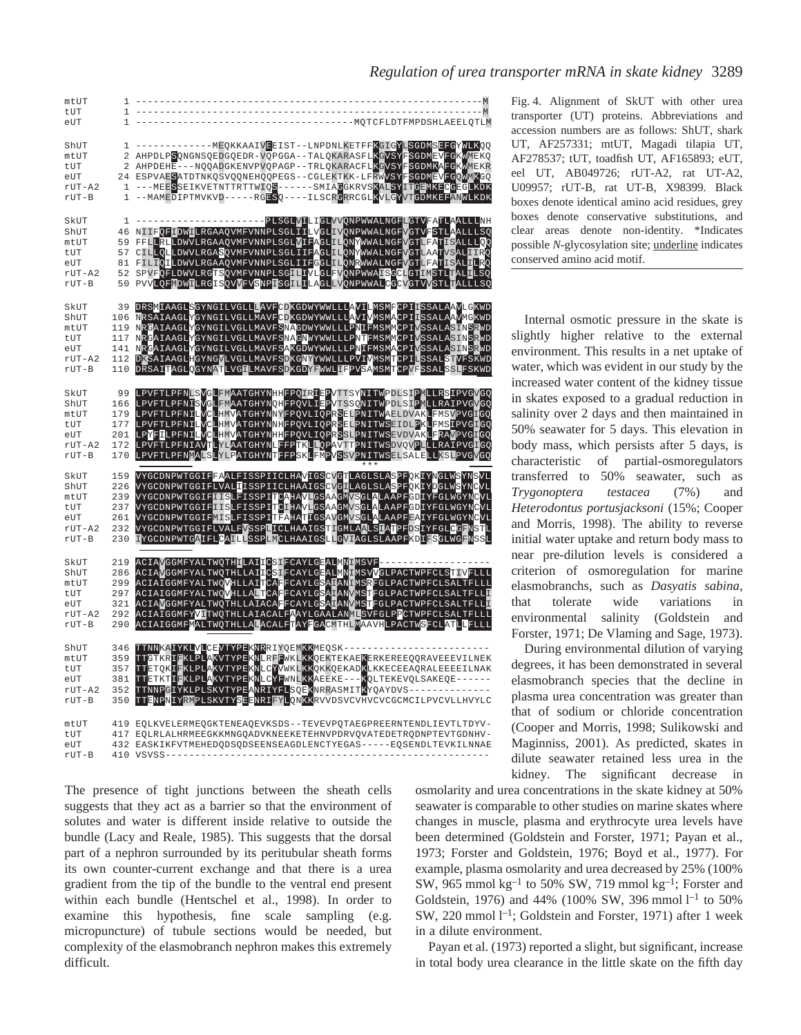```
mtUT     1 -----------------------------------------------------------M
tUT      1 -----------------------------------------------------------M
eUT      1 -------------------------------------MQTCFLDTFMPDSHLAEELQTLM

ShUT     1 -------------MEQKKAAIVEEIST--LNPDNLKETFFKGIGYLSGDMSEFGYWLKQQ
mtUT     2 AHPDLPSQNGNSQEDGQEDR-VQPGGA--TALQKARASFLKGVSYFSGDMEVFGKWMEKQ
tUT      2 AHPDEHE---NQQADGKENVPVQPAGP--TRLQKARACFLKGVSYFSGDMKAFGKWMEKR
eUT     24 ESPVAESATDTNKQSVQQNEHQQPEGS--CGLEKTKK-LFRWVSYFSGDMEVFGQWMKGQ
rUT-A2   1 ---MEESSEIKVETNTTRTTWIQS------SMIAGGKRVSKALSYITGEMKECGEGLKDK
rUT-B    1 --MAMEDIPTMVKVD-----RGESQ----ILSCRGRRCGLKVLGYVTGDMKEFANWLKDK

SkUT     1 ----------------------PLSGLVILIGLVVQNPWWALNGFLGTVFATLAALLLNH
ShUT    46 NIIFQFIDWILRGAAQVMFVNNPLSGLIIVLGLIVQNPWWALNGFVGTVFSTLAALLLSQ
mtUT    59 FFLLRLLDWVLRGAAQVMFVNNPLSGLVIFAGLILQNYWWALNGFVGTLFATISALLLQQ
tUT     57 CILLQLLDWVLRGASQVMFVNNPLSGLIIFAGLILQNYWWALNGFVGTLAATVSALIIRQ
eUT     81 FILIQILDWVLRGAAQVMFVNNPLSGLIIFGGLILQNRWWALNGFVGTLFATISALILRQ
rUT-A2  52 SPVFQFLDWVLRGTSQVMFVNNPLSGILIVLGLFVQNPWWAISGCLGTIMSTLTALILSQ
rUT-B   50 PVVLQFMDWILRGISQVVFVSNPISGILILAGLLVQNPWWALCGCVGTVVSTLTALLLSQ

SkUT    39 DRSMIAAGLSGYNGILVGLLLAVFCDKGDWYWWLLLAVILMSMFCPIISSALAAVLGKWD
ShUT   106 NRSAIAAGLYGYNGILVGLLLAVFCDKGDWYWWLLLAVIVMSMACPIISSALAAVMGKWD
mtUT   119 NRGAIAAGLYGYNGILVGLLMAVFSNAGDWYWWLLLPNIFMSMMCPIVSSALASINSRWD
tUT    117 NRGAIAAGLYGYNGILVGLLMAVFSNAGNWYWWLLLPNTFMSMMCPIVSSALASINSRWD
eUT    141 NRGAIAAGLYGYNGILVGLLMAVFSAKGDWYWWLLLPNIFMSMMCPIVSSALASINSRWD
rUT-A2 112 DKSAIAAGLHGYNGVLVGLLMAVFSDKGNYYWWLLLPVIVMSMTCPILSSALSTVFSKWD
rUT-B  110 DRSAITAGLQGYNATLVGILMAVFSDKGDYFWWLIFPVSAMSMTCPVFSSALSSLFSKWD

SkUT    99 LPVFTLPFNLSVGLFMAATGHYNHHFPQIRIEPVTTSYNITWPDLSIPVLLRSIPVGVGQ
ShUT   166 LPVFTLPFNISVGLFMAATGHYNQHFPQVLIEPVTSSQNITWPDLSIPMLLRAIPVGVGQ
mtUT   179 LPVFTLPFNILVCLHMVATGHYNNYFPQVLIQPRSELPNITWAELDVAKLFMSVPVGIGQ
tUT    177 LPVFTLPFNILVCLHMVATGHYNNHFPQVLIQPRSELPNITWSEIDLPKLFMSIPVGIGQ
eUT    201 LPYFILPFNILVCLHMVATGHYNHHFPQVLIQPRSSLPNITWSEVDVAKLFRAVPVGIGQ
rUT-A2 172 LPVFTLPFNIAVTLYLAATGHYNLFFPTKLLQPAVTTPNITWSDVQVPLLLRAIPVGIGQ
rUT-B  170 LPVFTLPFNMALSLYLPATGHYNTFFPSKLFMPVSSVPNITWSELSALELLKSLPVGVGQ
                                                *** 

SkUT   159 VYGCDNPWTGGIFFAALFISSPIICLHAVIGSCVGTLAGLSLASPFQKIYNGLWSYNSVL
ShUT   226 VYGCDNPWTGGIFLVALIISSPIICLHAAIGSCVGILAGLSLASPFQKIYDGLWSYNCVL
mtUT   239 VYGCDNPWTGGIFIISLFISSPITCAHAVLGSAAGMVSGLALAAPFGDIYFGLWGYNCVL
tUT    237 VYGCDNPWTGGIFIISLFISSPITCIHAVLGSAAGMVSGLALAAPFGDIYFGLWGYNCVL
eUT    261 VYGCDNPWTGGIFMISLFISSPITFAHATIGSAVGMVSGLALAAPFEAIYFGLWGYNCVL
rUT-A2 232 VYGCDNPWTGGIFLVALFVSSPLICLHAAIGSTIGMLAALSIATPFDSIYFGLCGFNSTL
rUT-B  230 IYGCDNPWTGAIFLCAILLSSPLMCLHAAIGSLLGVIAGLSLAAPFKDIFSGLWGFNSSL

SkUT   219 ACIAVGGMFYALTWQTHILAIICSIFCAYLGEALMNIMSVF-------------------
ShUT   286 ACIAVGGMFYALTWQTHLLAIICSIFCAYLGEALMNIMSVVGLPACTWPFCLSTIVFLLL
mtUT   299 ACIAIGGMFYALTWQVHLLAITCAFFCAYLGSAIANIMSRFGLPACTWPFCLSALTFLLL
tUT    297 ACIAIGGMFYALTWQVHLLALTCAFFCAYLGSAIANVMSTFGLPACTWPFCLSALTFLLI
eUT    321 ACIAVGGMFYALTWQTHLLAIACAFFCAYLGSAIANVMSTFGLPACTWPFCLSALTFLLI
rUT-A2 292 ACIAIGGMFYVITWQTHLLAIACALFAAYLGAALANMLSVFGLPPCTWPFCLSALTFLLL
rUT-B  290 ACIAIGGMFMALTWQTHLLALACALFTAYFGACMTHLMAAVHLPACTWSFCLATLLFLLL

ShUT   346 TTNNKAIYKLVLCEVTYPEKNRRIYQEMKKMEQSK-------------------------
mtUT   359 TTGTKRIFKLPLAKVTYPEKNLRFFWKLKKQEKTEKAEKERKEREEQQRAVEEEVILNEK
tUT    357 TTETQKIFKLPLAKVTYPEKNLCYVWKLKKQKQEKADKLKKECEEAQRALEEEEILNAK
eUT    381 TTETKTIFKLPLAKVTYPEKNLCYFWNLKKAEEKE---KQLTEKEVQLSAKEQE------
rUT-A2 352 TTNNPGIYKLPLSKVTYPEANRIYFLSQEKNRRASMITKYQAYDVS--------------
rUT-B  350 TTENPNIYRMPLSKVTYSEENRIFYLQNKKRVVDSVCVHVCVCGCMCILPVCVLLHVYLC

mtUT   419 EQLKVELERMEQGKTENEAQEVKSDS--TEVEVPQTAEGPREERNTENDLIEVTLTDYV-
tUT    417 EQLRLALHRMEEGKKMNGQADVKNEEKETEHNVPDRVQVATEDETRQDNPTEVTGDNHV-
eUT    432 EASKIKFVTMEHEDQDSQDSEENSEAGDLENCTYEGAS-----EQSENDLTEVKILNNAE
rUT-B  410 VSVSS-------------------------------------------------------
```

Fig. 4. Alignment of SkUT with other urea transporter (UT) proteins. Abbreviations and accession numbers are as follows: ShUT, shark UT, AF257331; mtUT, Magadi tilapia UT, AF278537; tUT, toadfish UT, AF165893; eUT, eel UT, AB049726; rUT-A2, rat UT-A2, U09957; rUT-B, rat UT-B, X98399. Black boxes denote identical amino acid residues, grey boxes denote conservative substitutions, and clear areas denote non-identity. *Indicates possible *N*-glycosylation site; underline indicates conserved amino acid motif.

The presence of tight junctions between the sheath cells suggests that they act as a barrier so that the environment of solutes and water is different inside relative to outside the bundle (Lacy and Reale, 1985). This suggests that the dorsal part of a nephron surrounded by its peritubular sheath forms its own counter-current exchange and that there is a urea gradient from the tip of the bundle to the ventral end present within each bundle (Hentschel et al., 1998). In order to examine this hypothesis, fine scale sampling (e.g. micropuncture) of tubule sections would be needed, but complexity of the elasmobranch nephron makes this extremely difficult.

Internal osmotic pressure in the skate is slightly higher relative to the external environment. This results in a net uptake of water, which was evident in our study by the increased water content of the kidney tissue in skates exposed to a gradual reduction in salinity over 2 days and then maintained in 50% seawater for 5 days. This elevation in body mass, which persists after 5 days, is characteristic of partial-osmoregulators transferred to 50% seawater, such as *Trygonoptera testacea* (7%) and *Heterodontus portusjacksoni* (15%; Cooper and Morris, 1998). The ability to reverse initial water uptake and return body mass to near pre-dilution levels is considered a criterion of osmoregulation for marine elasmobranchs, such as *Dasyatis sabina*, that tolerate wide variations in environmental salinity (Goldstein and Forster, 1971; De Vlaming and Sage, 1973).

During environmental dilution of varying degrees, it has been demonstrated in several elasmobranch species that the decline in plasma urea concentration was greater than that of sodium or chloride concentration (Cooper and Morris, 1998; Sulikowski and Maginniss, 2001). As predicted, skates in dilute seawater retained less urea in the kidney. The significant decrease in osmolarity and urea concentrations in the skate kidney at 50% seawater is comparable to other studies on marine skates where changes in muscle, plasma and erythrocyte urea levels have been determined (Goldstein and Forster, 1971; Payan et al., 1973; Forster and Goldstein, 1976; Boyd et al., 1977). For example, plasma osmolarity and urea decreased by 25% (100% SW, 965 mmol $kg^{-1}$ to 50% SW, 719 mmol $kg^{-1}$; Forster and Goldstein, 1976) and 44% (100% SW, 396 mmol $l^{-1}$ to 50% SW, 220 mmol $l^{-1}$; Goldstein and Forster, 1971) after 1 week in a dilute environment.

Payan et al. (1973) reported a slight, but significant, increase in total body urea clearance in the little skate on the fifth day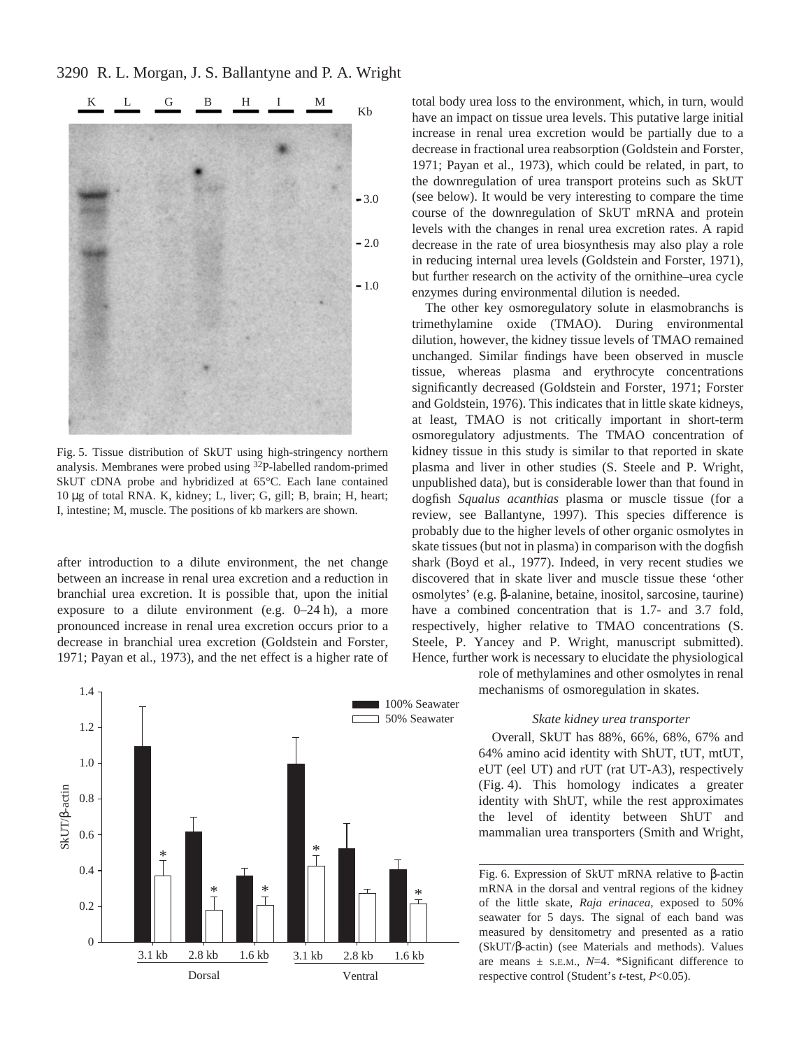K L G B H I M

Kb

3.0

2.0

1.0

Fig. 5. Tissue distribution of SkUT using high-stringency northern analysis. Membranes were probed using $^{32}$P-labelled random-primed SkUT cDNA probe and hybridized at 65°C. Each lane contained 10 μg of total RNA. K, kidney; L, liver; G, gill; B, brain; H, heart; I, intestine; M, muscle. The positions of kb markers are shown.

after introduction to a dilute environment, the net change between an increase in renal urea excretion and a reduction in branchial urea excretion. It is possible that, upon the initial exposure to a dilute environment (e.g. 0–24 h), a more pronounced increase in renal urea excretion occurs prior to a decrease in branchial urea excretion (Goldstein and Forster, 1971; Payan et al., 1973), and the net effect is a higher rate of total body urea loss to the environment, which, in turn, would have an impact on tissue urea levels. This putative large initial increase in renal urea excretion would be partially due to a decrease in fractional urea reabsorption (Goldstein and Forster, 1971; Payan et al., 1973), which could be related, in part, to the downregulation of urea transport proteins such as SkUT (see below). It would be very interesting to compare the time course of the downregulation of SkUT mRNA and protein levels with the changes in renal urea excretion rates. A rapid decrease in the rate of urea biosynthesis may also play a role in reducing internal urea levels (Goldstein and Forster, 1971), but further research on the activity of the ornithine–urea cycle enzymes during environmental dilution is needed.

The other key osmoregulatory solute in elasmobranchs is trimethylamine oxide (TMAO). During environmental dilution, however, the kidney tissue levels of TMAO remained unchanged. Similar findings have been observed in muscle tissue, whereas plasma and erythrocyte concentrations significantly decreased (Goldstein and Forster, 1971; Forster and Goldstein, 1976). This indicates that in little skate kidneys, at least, TMAO is not critically important in short-term osmoregulatory adjustments. The TMAO concentration of kidney tissue in this study is similar to that reported in skate plasma and liver in other studies (S. Steele and P. Wright, unpublished data), but is considerable lower than that found in dogfish *Squalus acanthias* plasma or muscle tissue (for a review, see Ballantyne, 1997). This species difference is probably due to the higher levels of other organic osmolytes in skate tissues (but not in plasma) in comparison with the dogfish shark (Boyd et al., 1977). Indeed, in very recent studies we discovered that in skate liver and muscle tissue these 'other osmolytes' (e.g. β-alanine, betaine, inositol, sarcosine, taurine) have a combined concentration that is 1.7- and 3.7 fold, respectively, higher relative to TMAO concentrations (S. Steele, P. Yancey and P. Wright, manuscript submitted). Hence, further work is necessary to elucidate the physiological role of methylamines and other osmolytes in renal mechanisms of osmoregulation in skates.

1.4
1.2
1.0
0.8
0.6
0.4
0.2
0

SkUT/β-actin

100% Seawater
50% Seawater

3.1 kb 2.8 kb 1.6 kb 3.1 kb 2.8 kb 1.6 kb

Dorsal Ventral

Fig. 6. Expression of SkUT mRNA relative to β-actin mRNA in the dorsal and ventral regions of the kidney of the little skate, *Raja erinacea*, exposed to 50% seawater for 5 days. The signal of each band was measured by densitometry and presented as a ratio (SkUT/β-actin) (see Materials and methods). Values are means ± S.E.M., $N$=4. *Significant difference to respective control (Student's $t$-test, $P$<0.05).

### Skate kidney urea transporter

Overall, SkUT has 88%, 66%, 68%, 67% and 64% amino acid identity with ShUT, tUT, mtUT, eUT (eel UT) and rUT (rat UT-A3), respectively (Fig. 4). This homology indicates a greater identity with ShUT, while the rest approximates the level of identity between ShUT and mammalian urea transporters (Smith and Wright,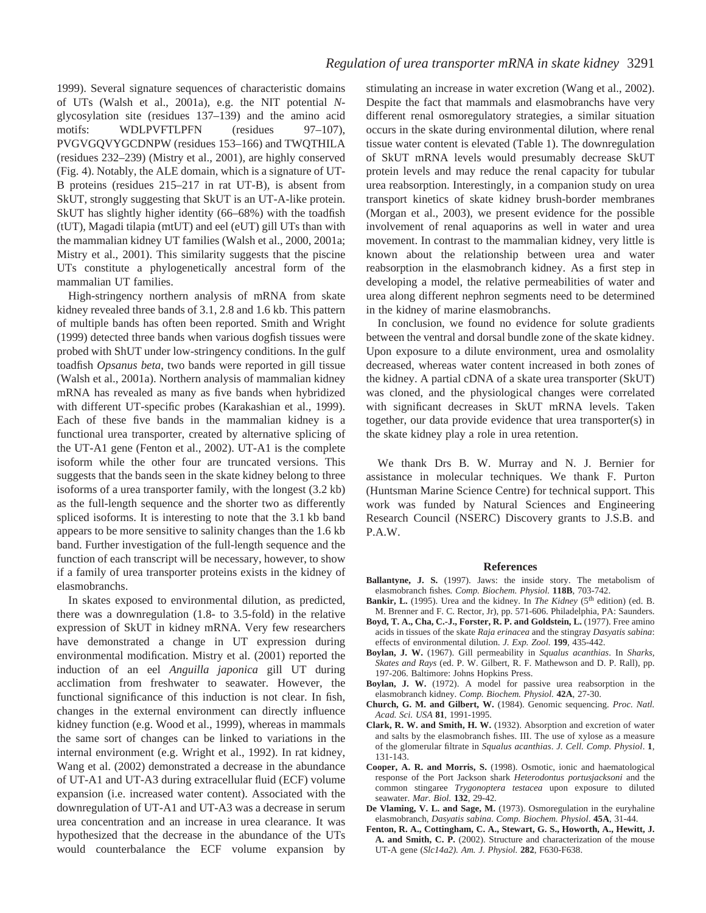1999). Several signature sequences of characteristic domains of UTs (Walsh et al., 2001a), e.g. the NIT potential *N*-glycosylation site (residues 137–139) and the amino acid motifs: WDLPVFTLPFN (residues 97–107), PVGVGQVYGCDNPW (residues 153–166) and TWQTHILA (residues 232–239) (Mistry et al., 2001), are highly conserved (Fig. 4). Notably, the ALE domain, which is a signature of UT-B proteins (residues 215–217 in rat UT-B), is absent from SkUT, strongly suggesting that SkUT is an UT-A-like protein. SkUT has slightly higher identity (66–68%) with the toadfish (tUT), Magadi tilapia (mtUT) and eel (eUT) gill UTs than with the mammalian kidney UT families (Walsh et al., 2000, 2001a; Mistry et al., 2001). This similarity suggests that the piscine UTs constitute a phylogenetically ancestral form of the mammalian UT families.

High-stringency northern analysis of mRNA from skate kidney revealed three bands of 3.1, 2.8 and 1.6 kb. This pattern of multiple bands has often been reported. Smith and Wright (1999) detected three bands when various dogfish tissues were probed with ShUT under low-stringency conditions. In the gulf toadfish *Opsanus beta*, two bands were reported in gill tissue (Walsh et al., 2001a). Northern analysis of mammalian kidney mRNA has revealed as many as five bands when hybridized with different UT-specific probes (Karakashian et al., 1999). Each of these five bands in the mammalian kidney is a functional urea transporter, created by alternative splicing of the UT-A1 gene (Fenton et al., 2002). UT-A1 is the complete isoform while the other four are truncated versions. This suggests that the bands seen in the skate kidney belong to three isoforms of a urea transporter family, with the longest (3.2 kb) as the full-length sequence and the shorter two as differently spliced isoforms. It is interesting to note that the 3.1 kb band appears to be more sensitive to salinity changes than the 1.6 kb band. Further investigation of the full-length sequence and the function of each transcript will be necessary, however, to show if a family of urea transporter proteins exists in the kidney of elasmobranchs.

In skates exposed to environmental dilution, as predicted, there was a downregulation (1.8- to 3.5-fold) in the relative expression of SkUT in kidney mRNA. Very few researchers have demonstrated a change in UT expression during environmental modification. Mistry et al. (2001) reported the induction of an eel *Anguilla japonica* gill UT during acclimation from freshwater to seawater. However, the functional significance of this induction is not clear. In fish, changes in the external environment can directly influence kidney function (e.g. Wood et al., 1999), whereas in mammals the same sort of changes can be linked to variations in the internal environment (e.g. Wright et al., 1992). In rat kidney, Wang et al. (2002) demonstrated a decrease in the abundance of UT-A1 and UT-A3 during extracellular fluid (ECF) volume expansion (i.e. increased water content). Associated with the downregulation of UT-A1 and UT-A3 was a decrease in serum urea concentration and an increase in urea clearance. It was hypothesized that the decrease in the abundance of the UTs would counterbalance the ECF volume expansion by stimulating an increase in water excretion (Wang et al., 2002). Despite the fact that mammals and elasmobranchs have very different renal osmoregulatory strategies, a similar situation occurs in the skate during environmental dilution, where renal tissue water content is elevated (Table 1). The downregulation of SkUT mRNA levels would presumably decrease SkUT protein levels and may reduce the renal capacity for tubular urea reabsorption. Interestingly, in a companion study on urea transport kinetics of skate kidney brush-border membranes (Morgan et al., 2003), we present evidence for the possible involvement of renal aquaporins as well in water and urea movement. In contrast to the mammalian kidney, very little is known about the relationship between urea and water reabsorption in the elasmobranch kidney. As a first step in developing a model, the relative permeabilities of water and urea along different nephron segments need to be determined in the kidney of marine elasmobranchs.

In conclusion, we found no evidence for solute gradients between the ventral and dorsal bundle zone of the skate kidney. Upon exposure to a dilute environment, urea and osmolality decreased, whereas water content increased in both zones of the kidney. A partial cDNA of a skate urea transporter (SkUT) was cloned, and the physiological changes were correlated with significant decreases in SkUT mRNA levels. Taken together, our data provide evidence that urea transporter(s) in the skate kidney play a role in urea retention.

We thank Drs B. W. Murray and N. J. Bernier for assistance in molecular techniques. We thank F. Purton (Huntsman Marine Science Centre) for technical support. This work was funded by Natural Sciences and Engineering Research Council (NSERC) Discovery grants to J.S.B. and P.A.W.

## References

**Ballantyne, J. S.** (1997). Jaws: the inside story. The metabolism of elasmobranch fishes. *Comp. Biochem. Physiol.* **118B**, 703-742.

**Bankir, L.** (1995). Urea and the kidney. In *The Kidney* (5th edition) (ed. B. M. Brenner and F. C. Rector, Jr), pp. 571-606. Philadelphia, PA: Saunders.

**Boyd, T. A., Cha, C.-J., Forster, R. P. and Goldstein, L.** (1977). Free amino acids in tissues of the skate *Raja erinacea* and the stingray *Dasyatis sabina*: effects of environmental dilution. *J. Exp. Zool.* **199**, 435-442.

**Boylan, J. W.** (1967). Gill permeability in *Squalus acanthias*. In *Sharks, Skates and Rays* (ed. P. W. Gilbert, R. F. Mathewson and D. P. Rall), pp. 197-206. Baltimore: Johns Hopkins Press.

**Boylan, J. W.** (1972). A model for passive urea reabsorption in the elasmobranch kidney. *Comp. Biochem. Physiol.* **42A**, 27-30.

**Church, G. M. and Gilbert, W.** (1984). Genomic sequencing. *Proc. Natl. Acad. Sci. USA* **81**, 1991-1995.

**Clark, R. W. and Smith, H. W.** (1932). Absorption and excretion of water and salts by the elasmobranch fishes. III. The use of xylose as a measure of the glomerular filtrate in *Squalus acanthias*. *J. Cell. Comp. Physiol*. **1**, 131-143.

**Cooper, A. R. and Morris, S.** (1998). Osmotic, ionic and haematological response of the Port Jackson shark *Heterodontus portusjacksoni* and the common stingaree *Trygonoptera testacea* upon exposure to diluted seawater. *Mar. Biol.* **132**, 29-42.

**De Vlaming, V. L. and Sage, M.** (1973). Osmoregulation in the euryhaline elasmobranch, *Dasyatis sabina*. *Comp. Biochem. Physiol*. **45A**, 31-44.

**Fenton, R. A., Cottingham, C. A., Stewart, G. S., Howorth, A., Hewitt, J. A. and Smith, C. P.** (2002). Structure and characterization of the mouse UT-A gene (*Slc14a2). Am. J. Physiol.* **282**, F630-F638.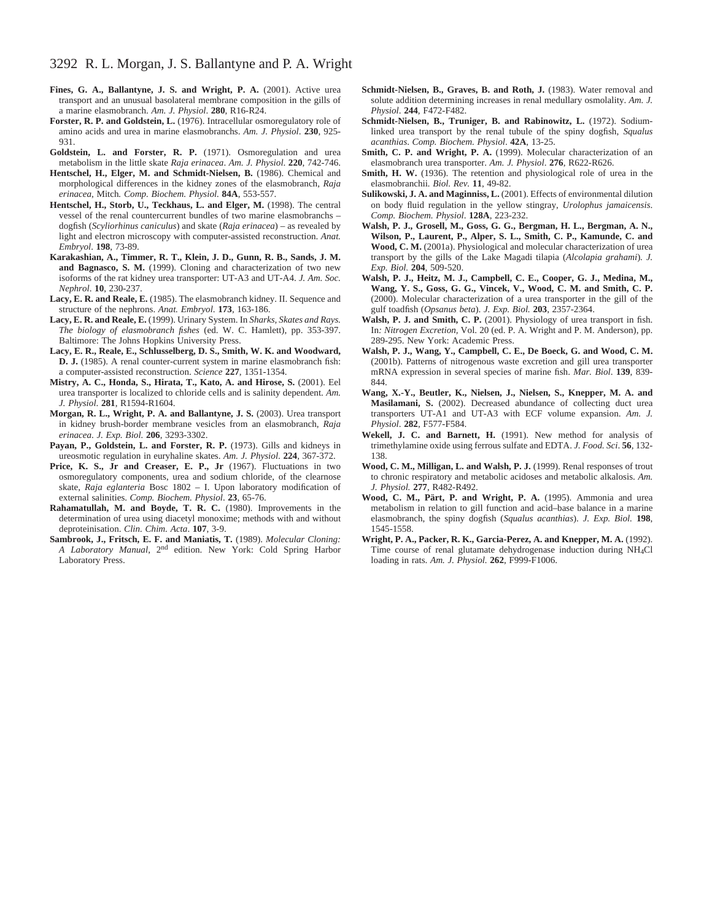**Fines, G. A., Ballantyne, J. S. and Wright, P. A.** (2001). Active urea transport and an unusual basolateral membrane composition in the gills of a marine elasmobranch. *Am. J. Physiol.* **280**, R16-R24.

**Forster, R. P. and Goldstein, L.** (1976). Intracellular osmoregulatory role of amino acids and urea in marine elasmobranchs. *Am. J. Physiol.* **230**, 925-931.

**Goldstein, L. and Forster, R. P.** (1971). Osmoregulation and urea metabolism in the little skate *Raja erinacea*. *Am. J. Physiol.* **220**, 742-746.

**Hentschel, H., Elger, M. and Schmidt-Nielsen, B.** (1986). Chemical and morphological differences in the kidney zones of the elasmobranch, *Raja erinacea*, Mitch. *Comp. Biochem. Physiol.* **84A**, 553-557.

**Hentschel, H., Storb, U., Teckhaus, L. and Elger, M.** (1998). The central vessel of the renal countercurrent bundles of two marine elasmobranchs – dogfish (*Scyliorhinus caniculus*) and skate (*Raja erinacea*) – as revealed by light and electron microscopy with computer-assisted reconstruction. *Anat. Embryol.* **198**, 73-89.

**Karakashian, A., Timmer, R. T., Klein, J. D., Gunn, R. B., Sands, J. M. and Bagnasco, S. M.** (1999). Cloning and characterization of two new isoforms of the rat kidney urea transporter: UT-A3 and UT-A4. *J. Am. Soc. Nephrol.* **10**, 230-237.

**Lacy, E. R. and Reale, E.** (1985). The elasmobranch kidney. II. Sequence and structure of the nephrons. *Anat. Embryol.* **173**, 163-186.

**Lacy, E. R. and Reale, E.** (1999). Urinary System. In *Sharks, Skates and Rays. The biology of elasmobranch fishes* (ed. W. C. Hamlett), pp. 353-397. Baltimore: The Johns Hopkins University Press.

**Lacy, E. R., Reale, E., Schlusselberg, D. S., Smith, W. K. and Woodward, D. J.** (1985). A renal counter-current system in marine elasmobranch fish: a computer-assisted reconstruction. *Science* **227**, 1351-1354.

**Mistry, A. C., Honda, S., Hirata, T., Kato, A. and Hirose, S.** (2001). Eel urea transporter is localized to chloride cells and is salinity dependent. *Am. J. Physiol.* **281**, R1594-R1604.

**Morgan, R. L., Wright, P. A. and Ballantyne, J. S.** (2003). Urea transport in kidney brush-border membrane vesicles from an elasmobranch, *Raja erinacea*. *J. Exp. Biol.* **206**, 3293-3302.

**Payan, P., Goldstein, L. and Forster, R. P.** (1973). Gills and kidneys in ureosmotic regulation in euryhaline skates. *Am. J. Physiol.* **224**, 367-372.

**Price, K. S., Jr and Creaser, E. P., Jr** (1967). Fluctuations in two osmoregulatory components, urea and sodium chloride, of the clearnose skate, *Raja eglanteria* Bosc 1802 – I. Upon laboratory modification of external salinities. *Comp. Biochem. Physiol.* **23**, 65-76.

**Rahamatullah, M. and Boyde, T. R. C.** (1980). Improvements in the determination of urea using diacetyl monoxime; methods with and without deproteinisation. *Clin. Chim. Acta*. **107**, 3-9.

**Sambrook, J., Fritsch, E. F. and Maniatis, T.** (1989). *Molecular Cloning: A Laboratory Manual*, 2nd edition. New York: Cold Spring Harbor Laboratory Press.

**Schmidt-Nielsen, B., Graves, B. and Roth, J.** (1983). Water removal and solute addition determining increases in renal medullary osmolality. *Am. J. Physiol.* **244**, F472-F482.

**Schmidt-Nielsen, B., Truniger, B. and Rabinowitz, L.** (1972). Sodium-linked urea transport by the renal tubule of the spiny dogfish, *Squalus acanthias*. *Comp. Biochem. Physiol.* **42A**, 13-25.

**Smith, C. P. and Wright, P. A.** (1999). Molecular characterization of an elasmobranch urea transporter. *Am. J. Physiol.* **276**, R622-R626.

**Smith, H. W.** (1936). The retention and physiological role of urea in the elasmobranchii. *Biol. Rev.* **11**, 49-82.

**Sulikowski, J. A. and Maginniss, L.** (2001). Effects of environmental dilution on body fluid regulation in the yellow stingray, *Urolophus jamaicensis*. *Comp. Biochem. Physiol.* **128A**, 223-232.

**Walsh, P. J., Grosell, M., Goss, G. G., Bergman, H. L., Bergman, A. N., Wilson, P., Laurent, P., Alper, S. L., Smith, C. P., Kamunde, C. and Wood, C. M.** (2001a). Physiological and molecular characterization of urea transport by the gills of the Lake Magadi tilapia (*Alcolapia grahami*). *J. Exp. Biol.* **204**, 509-520.

**Walsh, P. J., Heitz, M. J., Campbell, C. E., Cooper, G. J., Medina, M., Wang, Y. S., Goss, G. G., Vincek, V., Wood, C. M. and Smith, C. P.** (2000). Molecular characterization of a urea transporter in the gill of the gulf toadfish (*Opsanus beta*). *J. Exp. Biol.* **203**, 2357-2364.

**Walsh, P. J. and Smith, C. P.** (2001). Physiology of urea transport in fish. In*: Nitrogen Excretion*, Vol. 20 (ed. P. A. Wright and P. M. Anderson), pp. 289-295. New York: Academic Press.

**Walsh, P. J., Wang, Y., Campbell, C. E., De Boeck, G. and Wood, C. M.** (2001b). Patterns of nitrogenous waste excretion and gill urea transporter mRNA expression in several species of marine fish. *Mar. Biol.* **139**, 839-844.

**Wang, X.-Y., Beutler, K., Nielsen, J., Nielsen, S., Knepper, M. A. and Masilamani, S.** (2002). Decreased abundance of collecting duct urea transporters UT-A1 and UT-A3 with ECF volume expansion. *Am. J. Physiol.* **282**, F577-F584.

**Wekell, J. C. and Barnett, H.** (1991). New method for analysis of trimethylamine oxide using ferrous sulfate and EDTA. *J. Food. Sci*. **56**, 132-138.

**Wood, C. M., Milligan, L. and Walsh, P. J.** (1999). Renal responses of trout to chronic respiratory and metabolic acidoses and metabolic alkalosis. *Am. J. Physiol.* **277**, R482-R492.

**Wood, C. M., Pärt, P. and Wright, P. A.** (1995). Ammonia and urea metabolism in relation to gill function and acid–base balance in a marine elasmobranch, the spiny dogfish (*Squalus acanthias*). *J. Exp. Biol.* **198**, 1545-1558.

**Wright, P. A., Packer, R. K., Garcia-Perez, A. and Knepper, M. A.** (1992). Time course of renal glutamate dehydrogenase induction during $NH_4Cl$ loading in rats. *Am. J. Physiol.* **262**, F999-F1006.